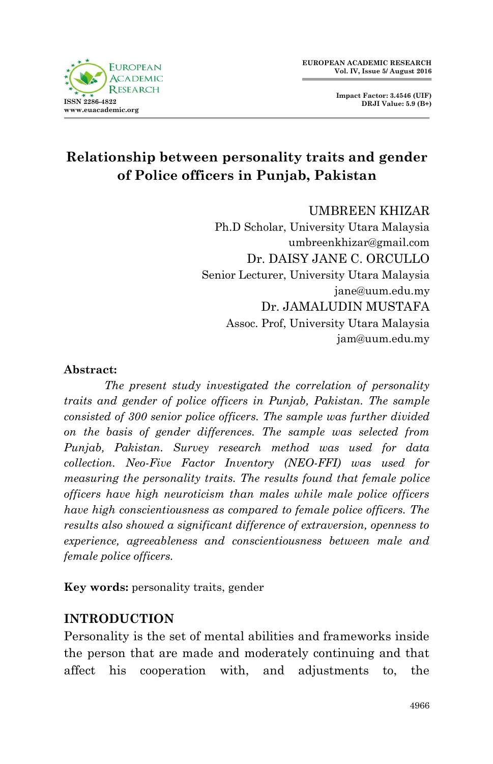# Relationship between personality traits and gender of Police officers in Punjab, Pakistan

UMBREEN KHIZAR
Ph.D Scholar, University Utara Malaysia
umbreenkhizar@gmail.com

Dr. DAISY JANE C. ORCULLO
Senior Lecturer, University Utara Malaysia
jane@uum.edu.my

Dr. JAMALUDIN MUSTAFA
Assoc. Prof, University Utara Malaysia
jam@uum.edu.my

**Abstract:**

*The present study investigated the correlation of personality traits and gender of police officers in Punjab, Pakistan. The sample consisted of 300 senior police officers. The sample was further divided on the basis of gender differences. The sample was selected from Punjab, Pakistan. Survey research method was used for data collection. Neo-Five Factor Inventory (NEO-FFI) was used for measuring the personality traits. The results found that female police officers have high neuroticism than males while male police officers have high conscientiousness as compared to female police officers. The results also showed a significant difference of extraversion, openness to experience, agreeableness and conscientiousness between male and female police officers.*

**Key words:** personality traits, gender

## INTRODUCTION

Personality is the set of mental abilities and frameworks inside the person that are made and moderately continuing and that affect his cooperation with, and adjustments to, the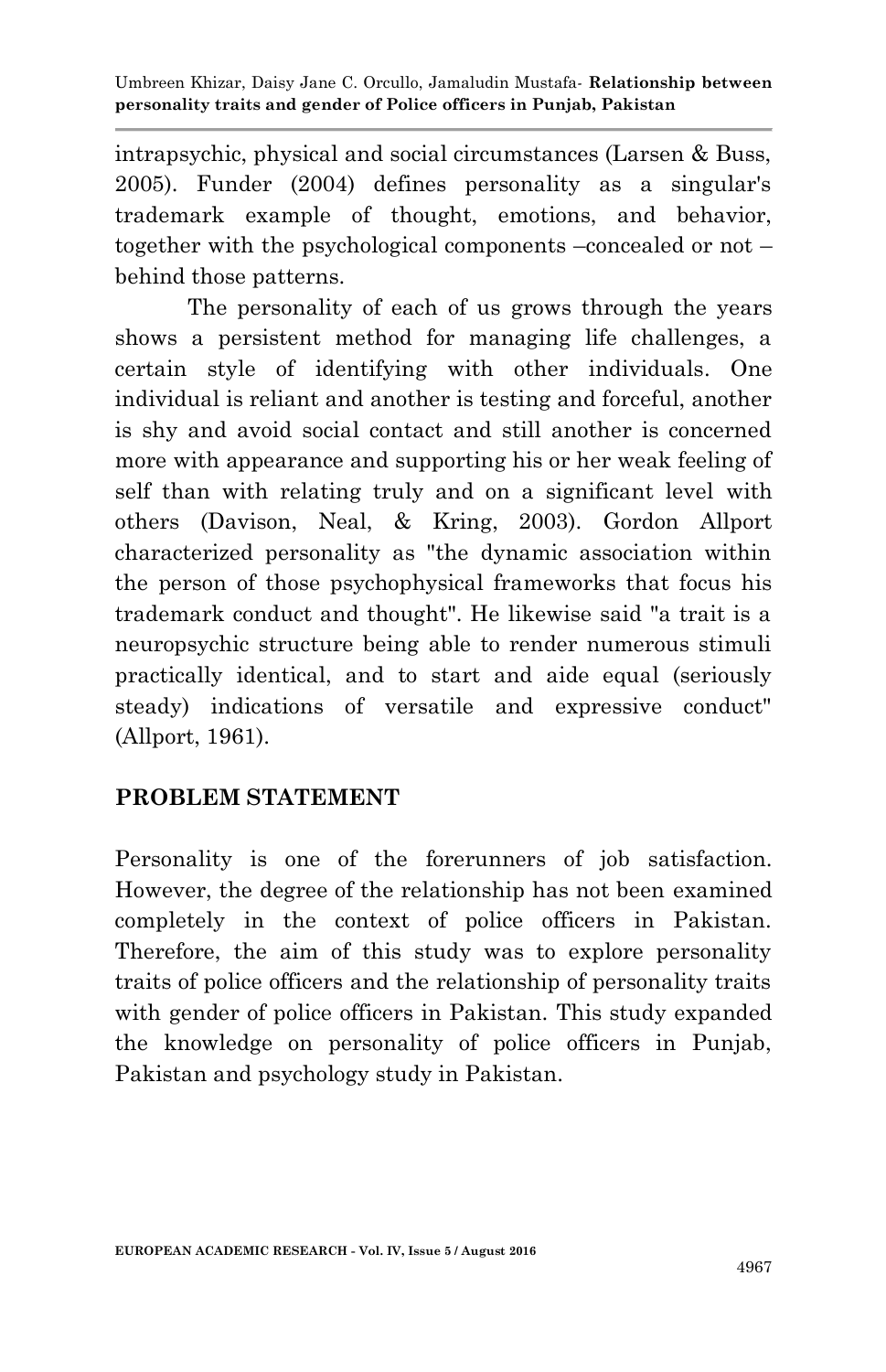intrapsychic, physical and social circumstances (Larsen & Buss, 2005). Funder (2004) defines personality as a singular's trademark example of thought, emotions, and behavior, together with the psychological components –concealed or not – behind those patterns.

The personality of each of us grows through the years shows a persistent method for managing life challenges, a certain style of identifying with other individuals. One individual is reliant and another is testing and forceful, another is shy and avoid social contact and still another is concerned more with appearance and supporting his or her weak feeling of self than with relating truly and on a significant level with others (Davison, Neal, & Kring, 2003). Gordon Allport characterized personality as "the dynamic association within the person of those psychophysical frameworks that focus his trademark conduct and thought". He likewise said "a trait is a neuropsychic structure being able to render numerous stimuli practically identical, and to start and aide equal (seriously steady) indications of versatile and expressive conduct" (Allport, 1961).

## PROBLEM STATEMENT

Personality is one of the forerunners of job satisfaction. However, the degree of the relationship has not been examined completely in the context of police officers in Pakistan. Therefore, the aim of this study was to explore personality traits of police officers and the relationship of personality traits with gender of police officers in Pakistan. This study expanded the knowledge on personality of police officers in Punjab, Pakistan and psychology study in Pakistan.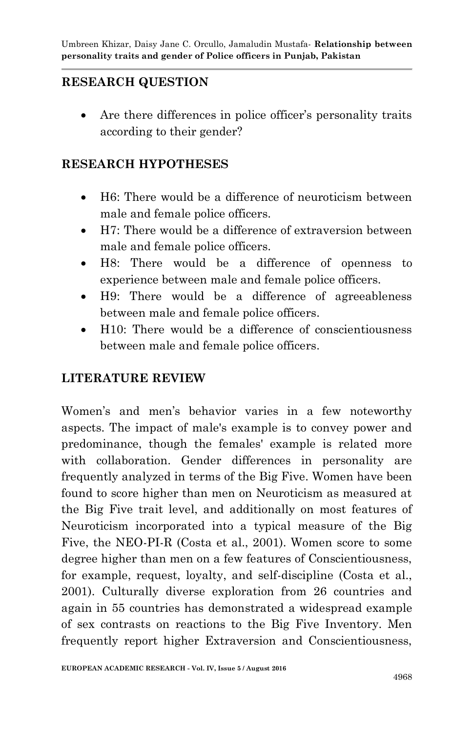## RESEARCH QUESTION

- Are there differences in police officer's personality traits according to their gender?

## RESEARCH HYPOTHESES

- H6: There would be a difference of neuroticism between male and female police officers.
- H7: There would be a difference of extraversion between male and female police officers.
- H8: There would be a difference of openness to experience between male and female police officers.
- H9: There would be a difference of agreeableness between male and female police officers.
- H10: There would be a difference of conscientiousness between male and female police officers.

## LITERATURE REVIEW

Women's and men's behavior varies in a few noteworthy aspects. The impact of male's example is to convey power and predominance, though the females' example is related more with collaboration. Gender differences in personality are frequently analyzed in terms of the Big Five. Women have been found to score higher than men on Neuroticism as measured at the Big Five trait level, and additionally on most features of Neuroticism incorporated into a typical measure of the Big Five, the NEO-PI-R (Costa et al., 2001). Women score to some degree higher than men on a few features of Conscientiousness, for example, request, loyalty, and self-discipline (Costa et al., 2001). Culturally diverse exploration from 26 countries and again in 55 countries has demonstrated a widespread example of sex contrasts on reactions to the Big Five Inventory. Men frequently report higher Extraversion and Conscientiousness,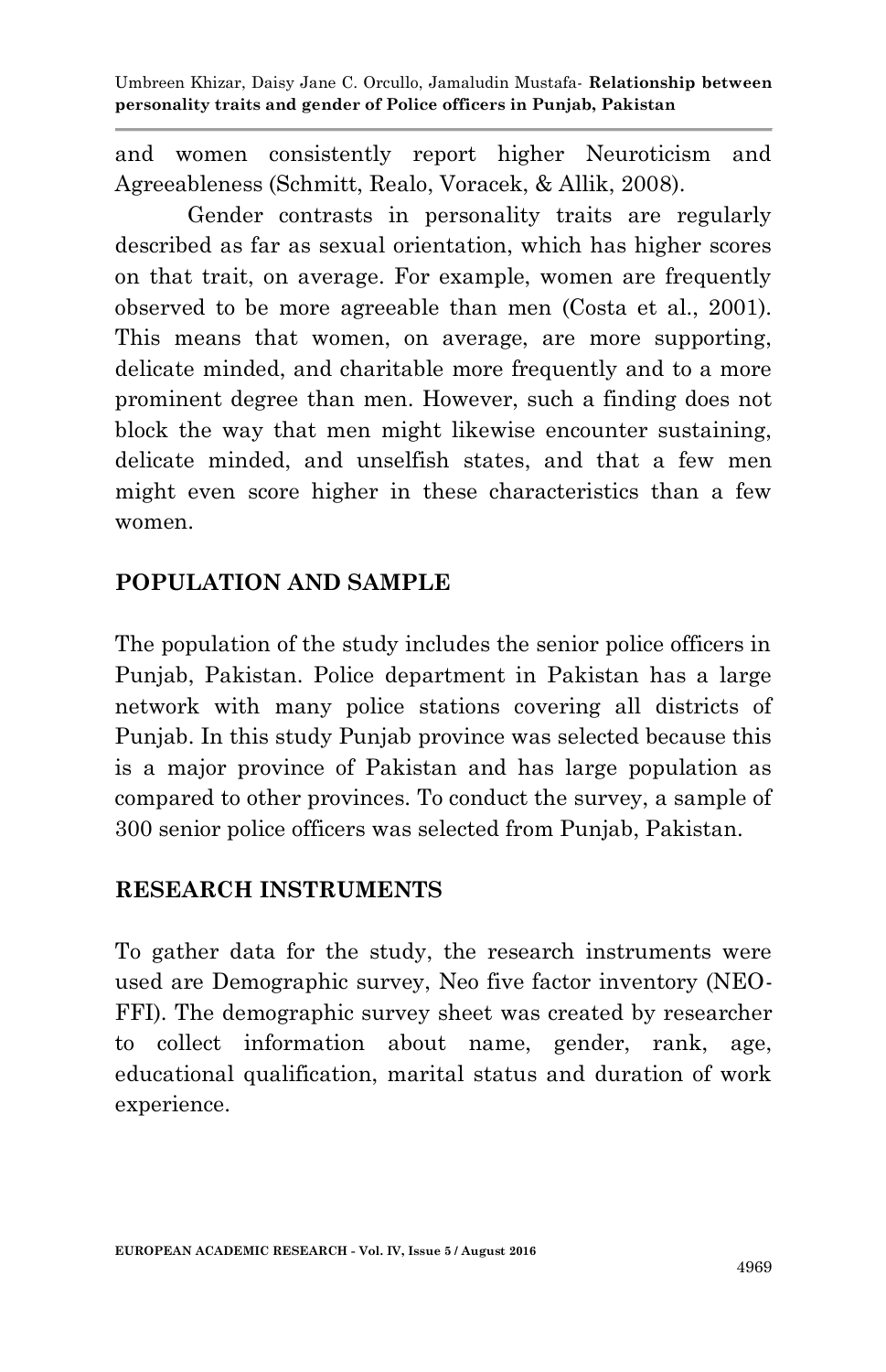and women consistently report higher Neuroticism and Agreeableness (Schmitt, Realo, Voracek, & Allik, 2008).

Gender contrasts in personality traits are regularly described as far as sexual orientation, which has higher scores on that trait, on average. For example, women are frequently observed to be more agreeable than men (Costa et al., 2001). This means that women, on average, are more supporting, delicate minded, and charitable more frequently and to a more prominent degree than men. However, such a finding does not block the way that men might likewise encounter sustaining, delicate minded, and unselfish states, and that a few men might even score higher in these characteristics than a few women.

## POPULATION AND SAMPLE

The population of the study includes the senior police officers in Punjab, Pakistan. Police department in Pakistan has a large network with many police stations covering all districts of Punjab. In this study Punjab province was selected because this is a major province of Pakistan and has large population as compared to other provinces. To conduct the survey, a sample of 300 senior police officers was selected from Punjab, Pakistan.

## RESEARCH INSTRUMENTS

To gather data for the study, the research instruments were used are Demographic survey, Neo five factor inventory (NEO-FFI). The demographic survey sheet was created by researcher to collect information about name, gender, rank, age, educational qualification, marital status and duration of work experience.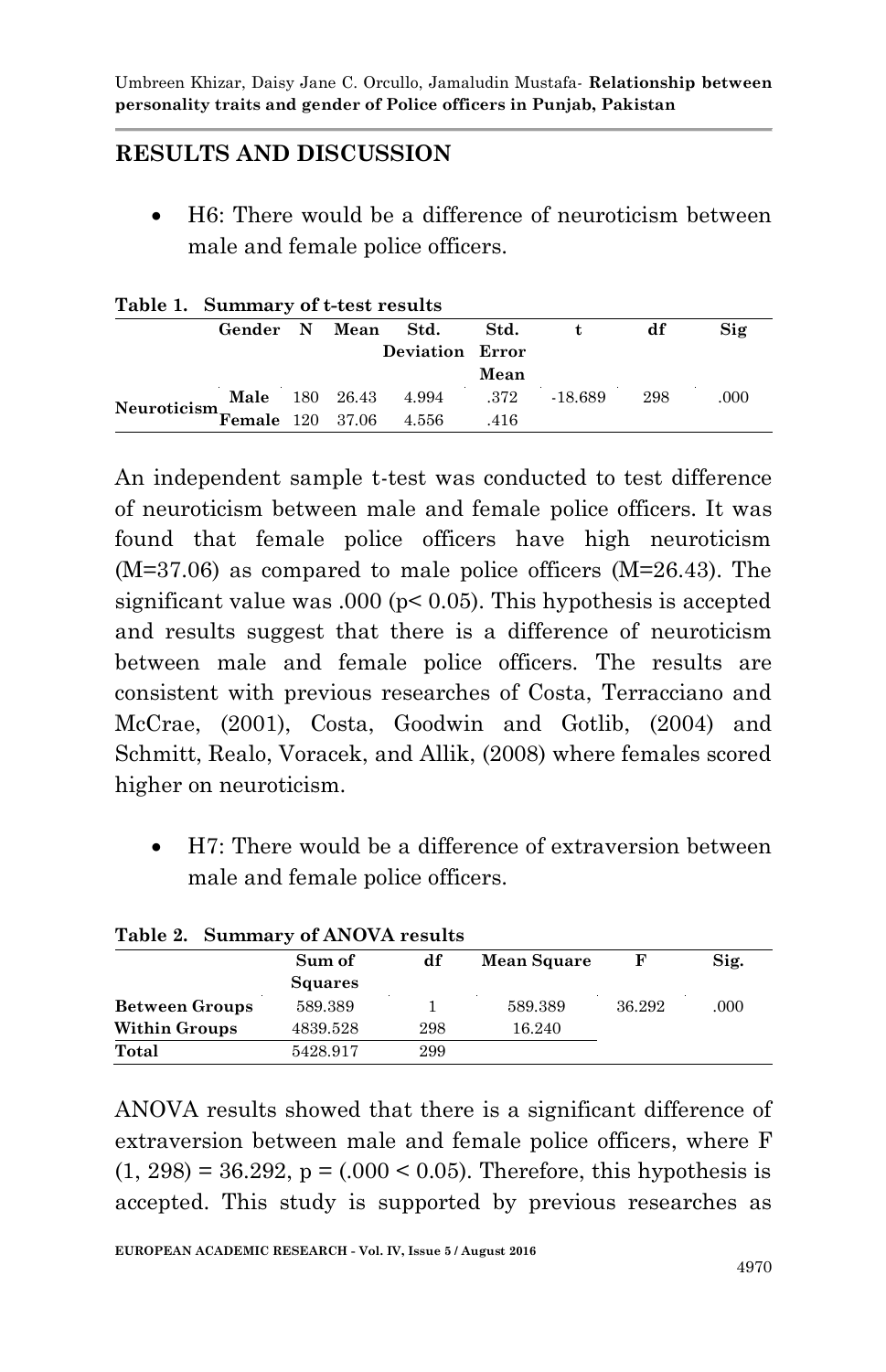## RESULTS AND DISCUSSION

- H6: There would be a difference of neuroticism between male and female police officers.

**Table 1. Summary of t-test results**

| | Gender | N | Mean | Std. Deviation | Std. Error Mean | t | df | Sig |
|---|---|---|---|---|---|---|---|---|
| Neuroticism | Male | 180 | 26.43 | 4.994 | .372 | -18.689 | 298 | .000 |
| | Female | 120 | 37.06 | 4.556 | .416 | | | |

An independent sample t-test was conducted to test difference of neuroticism between male and female police officers. It was found that female police officers have high neuroticism (M=37.06) as compared to male police officers (M=26.43). The significant value was .000 ($p < 0.05$). This hypothesis is accepted and results suggest that there is a difference of neuroticism between male and female police officers. The results are consistent with previous researches of Costa, Terracciano and McCrae, (2001), Costa, Goodwin and Gotlib, (2004) and Schmitt, Realo, Voracek, and Allik, (2008) where females scored higher on neuroticism.

- H7: There would be a difference of extraversion between male and female police officers.

**Table 2. Summary of ANOVA results**

| | Sum of Squares | df | Mean Square | F | Sig. |
|---|---|---|---|---|---|
| Between Groups | 589.389 | 1 | 589.389 | 36.292 | .000 |
| Within Groups | 4839.528 | 298 | 16.240 | | |
| Total | 5428.917 | 299 | | | |

ANOVA results showed that there is a significant difference of extraversion between male and female police officers, where $F(1, 298) = 36.292$, $p = (.000 < 0.05)$. Therefore, this hypothesis is accepted. This study is supported by previous researches as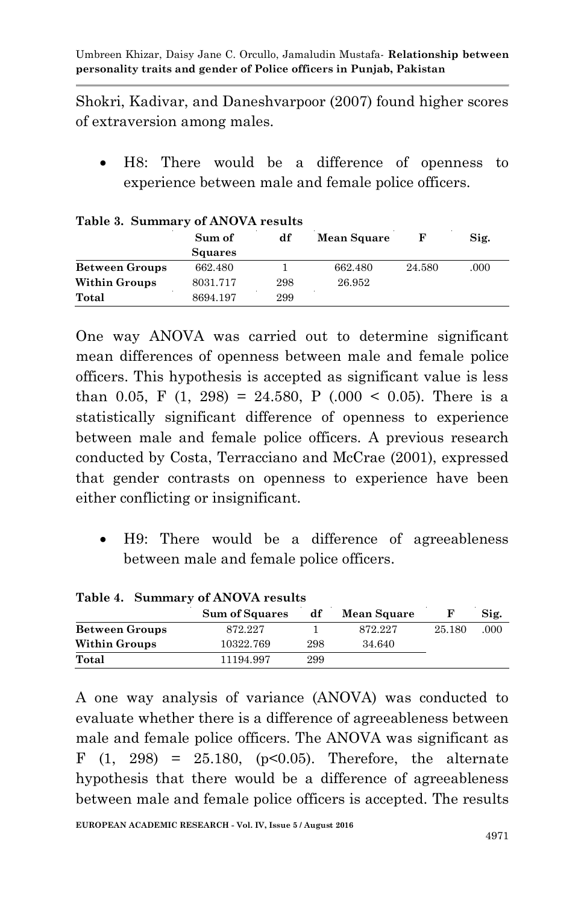Shokri, Kadivar, and Daneshvarpoor (2007) found higher scores of extraversion among males.

- H8: There would be a difference of openness to experience between male and female police officers.

**Table 3. Summary of ANOVA results**

| | Sum of Squares | df | Mean Square | F | Sig. |
|---|---|---|---|---|---|
| **Between Groups** | 662.480 | 1 | 662.480 | 24.580 | .000 |
| **Within Groups** | 8031.717 | 298 | 26.952 | | |
| **Total** | 8694.197 | 299 | | | |

One way ANOVA was carried out to determine significant mean differences of openness between male and female police officers. This hypothesis is accepted as significant value is less than 0.05, F (1, 298) = 24.580, P (.000 < 0.05). There is a statistically significant difference of openness to experience between male and female police officers. A previous research conducted by Costa, Terracciano and McCrae (2001), expressed that gender contrasts on openness to experience have been either conflicting or insignificant.

- H9: There would be a difference of agreeableness between male and female police officers.

**Table 4. Summary of ANOVA results**

| | Sum of Squares | df | Mean Square | F | Sig. |
|---|---|---|---|---|---|
| **Between Groups** | 872.227 | 1 | 872.227 | 25.180 | .000 |
| **Within Groups** | 10322.769 | 298 | 34.640 | | |
| **Total** | 11194.997 | 299 | | | |

A one way analysis of variance (ANOVA) was conducted to evaluate whether there is a difference of agreeableness between male and female police officers. The ANOVA was significant as F (1, 298) = 25.180, (p<0.05). Therefore, the alternate hypothesis that there would be a difference of agreeableness between male and female police officers is accepted. The results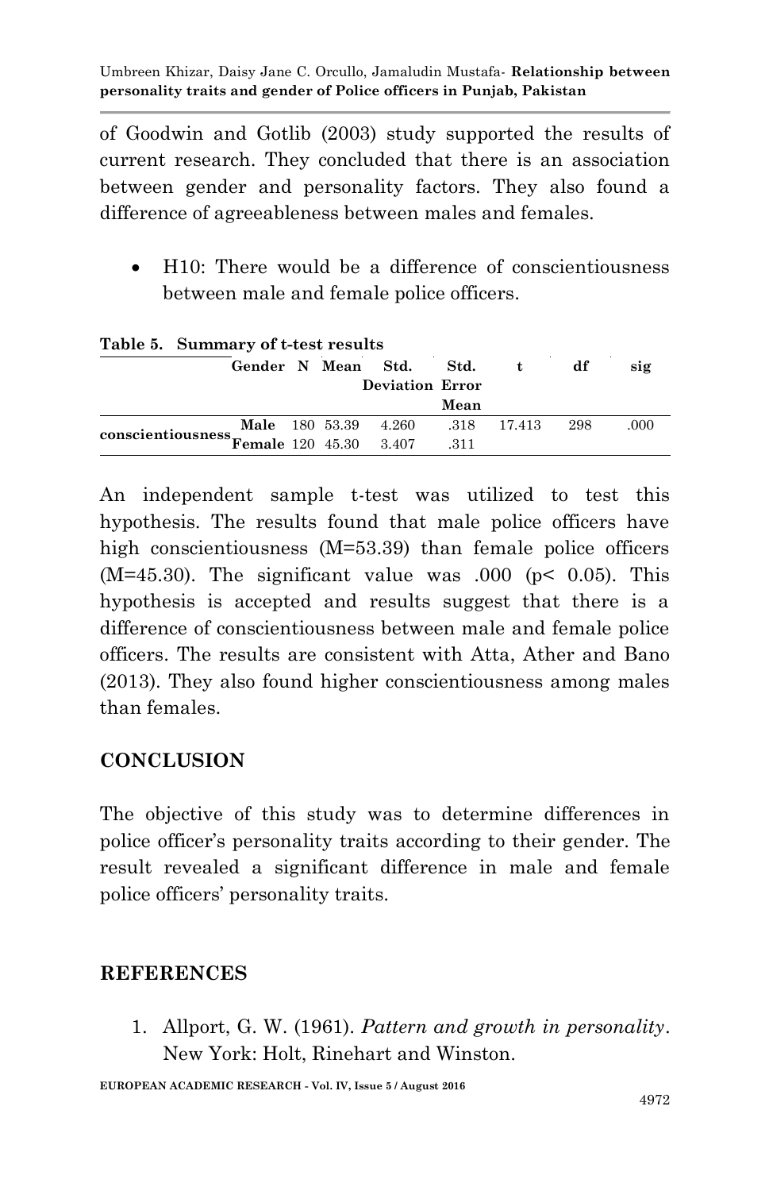of Goodwin and Gotlib (2003) study supported the results of current research. They concluded that there is an association between gender and personality factors. They also found a difference of agreeableness between males and females.

- H10: There would be a difference of conscientiousness between male and female police officers.

**Table 5. Summary of t-test results**

| | Gender | N | Mean | Std. Deviation | Std. Error Mean | t | df | sig |
|---|---|---|---|---|---|---|---|---|
| conscientiousness | Male | 180 | 53.39 | 4.260 | .318 | 17.413 | 298 | .000 |
| | Female | 120 | 45.30 | 3.407 | .311 | | | |

An independent sample t-test was utilized to test this hypothesis. The results found that male police officers have high conscientiousness (M=53.39) than female police officers (M=45.30). The significant value was .000 ($p < 0.05$). This hypothesis is accepted and results suggest that there is a difference of conscientiousness between male and female police officers. The results are consistent with Atta, Ather and Bano (2013). They also found higher conscientiousness among males than females.

## CONCLUSION

The objective of this study was to determine differences in police officer's personality traits according to their gender. The result revealed a significant difference in male and female police officers' personality traits.

## REFERENCES

1. Allport, G. W. (1961). *Pattern and growth in personality*. New York: Holt, Rinehart and Winston.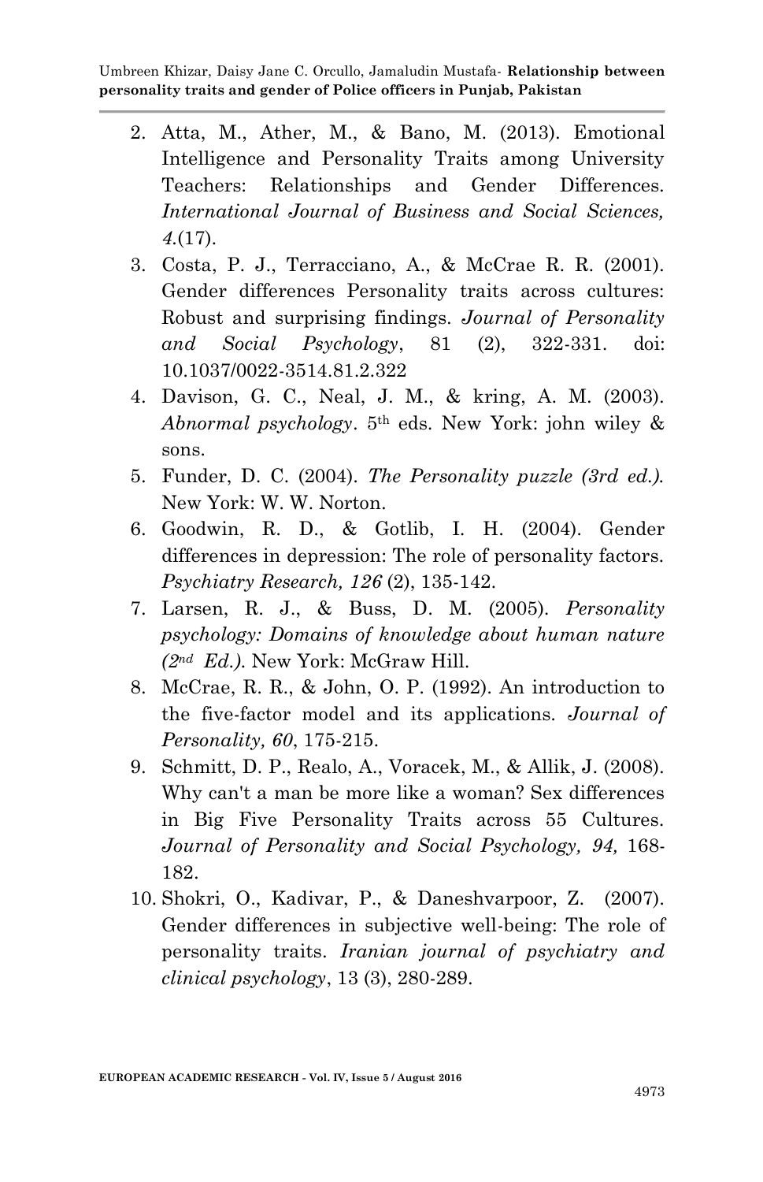2. Atta, M., Ather, M., & Bano, M. (2013). Emotional Intelligence and Personality Traits among University Teachers: Relationships and Gender Differences. *International Journal of Business and Social Sciences, 4.*(17).
3. Costa, P. J., Terracciano, A., & McCrae R. R. (2001). Gender differences Personality traits across cultures: Robust and surprising findings. *Journal of Personality and Social Psychology*, 81 (2), 322-331. doi: 10.1037/0022-3514.81.2.322
4. Davison, G. C., Neal, J. M., & kring, A. M. (2003). *Abnormal psychology*. 5th eds. New York: john wiley & sons.
5. Funder, D. C. (2004). *The Personality puzzle (3rd ed.).* New York: W. W. Norton.
6. Goodwin, R. D., & Gotlib, I. H. (2004). Gender differences in depression: The role of personality factors. *Psychiatry Research, 126* (2), 135-142.
7. Larsen, R. J., & Buss, D. M. (2005). *Personality psychology: Domains of knowledge about human nature (2nd Ed.).* New York: McGraw Hill.
8. McCrae, R. R., & John, O. P. (1992). An introduction to the five-factor model and its applications. *Journal of Personality, 60*, 175-215.
9. Schmitt, D. P., Realo, A., Voracek, M., & Allik, J. (2008). Why can't a man be more like a woman? Sex differences in Big Five Personality Traits across 55 Cultures. *Journal of Personality and Social Psychology, 94,* 168-182.
10. Shokri, O., Kadivar, P., & Daneshvarpoor, Z. (2007). Gender differences in subjective well-being: The role of personality traits. *Iranian journal of psychiatry and clinical psychology*, 13 (3), 280-289.